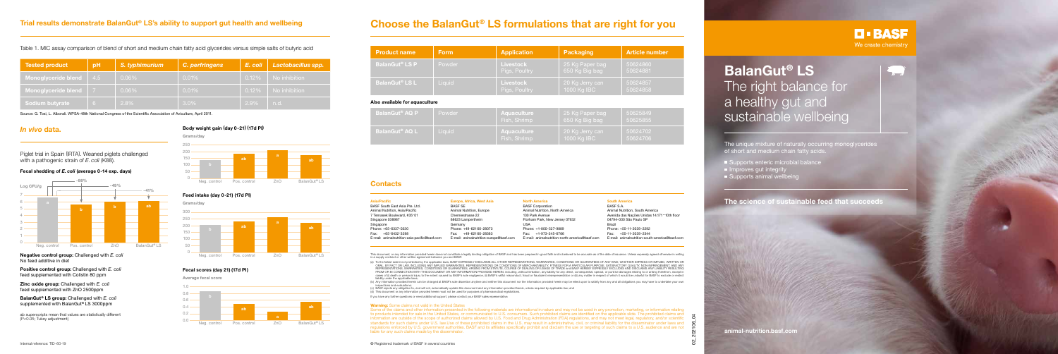## Trial results demonstrate BalanGut® LS's ability to support gut health and wellbeing

Table 1. MIC assay comparison of blend of short and medium chain fatty acid glycerides versus simple salts of butyric acid

| Tested product | pH | S. typhimurium | C. perfringens | E. coli | Lactobacillus spp. |
|---|---|---|---|---|---|
| Monoglyceride blend | 4.5 | 0.06% | 0.01% | 0.12% | No inhibition |
| Monoglyceride blend | 7 | 0.06% | 0.01% | 0.12% | No inhibition |
| Sodium butyrate | 6 | 2.8% | 3.0% | 2.9% | n.d. |

Source: G. Tosi, L. Alborali. WPSA-48th National Congress of the Scientific Association of Aviculture, April 2011.

## *In vivo* data.

Piglet trial in Spain (IRTA). Weaned piglets challenged with a pathogenic strain of *E. coli* (K88).

### Fecal shedding of *E. coli* (average 0-14 exp. days)

Log CFU/g

| Group | Superscript | Reduction vs Neg. control |
|---|---|---|
| Neg. control | a | |
| Pos. control | b | -66% |
| ZnO | b | -49% |
| BalanGut® LS | ab | -41% |

**Negative control group:** Challenged with *E. coli*
No feed additive in diet

**Positive control group:** Challenged with *E. coli* feed supplemented with Colistin 80 ppm

**Zinc oxide group:** Challenged with *E. coli* feed supplemented with ZnO 2500ppm

**BalanGut® LS group:** Challenged with *E. coli* supplemented with BalanGut® LS 3000ppm

ab superscripts mean that values are statistically different ($P<0.05$; Tukey adjustment)

### Body weight gain (day 0-21) (17d PI)

Grams/day

| Group | Superscript |
|---|---|
| Neg. control | b |
| Pos. control | ab |
| ZnO | a |
| BalanGut® LS | ab |

### Feed intake (day 0-21) (17d PI)

Grams/day

| Group | Superscript |
|---|---|
| Neg. control | b |
| Pos. control | ab |
| ZnO | a |
| BalanGut® LS | ab |

### Fecal scores (day 21) (17d PI)

Average fecal score

| Group | Superscript |
|---|---|
| Neg. control | b |
| Pos. control | ab |
| ZnO | a |
| BalanGut® LS | ab |

Internal reference: TID-60-19

## Choose the BalanGut® LS formulations that are right for you

| Product name | Form | Application | Packaging | Article number |
|---|---|---|---|---|
| BalanGut® LS P | Powder | Livestock Pigs, Poultry | 25 Kg Paper bag 650 Kg Big bag | 50624860 50624861 |
| BalanGut® LS L | Liquid | Livestock Pigs, Poultry | 20 Kg Jerry can 1000 Kg IBC | 50624857 50624858 |

**Also available for aquaculture**

| Product name | Form | Application | Packaging | Article number |
|---|---|---|---|---|
| BalanGut® AQ P | Powder | Aquaculture Fish, Shrimp | 25 Kg Paper bag 650 Kg Big bag | 50625849 50625855 |
| BalanGut® AQ L | Liquid | Aquaculture Fish, Shrimp | 20 Kg Jerry can 1000 Kg IBC | 50624702 50624706 |

## Contacts

**Asia/Pacific**
BASF South East Asia Pte. Ltd.
Animal Nutrition, Asia/Pacific
7 Temasek Boulevard, #35-01
Singapore 038987
Singapore
Phone: +65-6337-0330
Fax: +65-6432-3298
E-mail: animalnutrition-asia-pacific@basf.com

**Europe, Africa, West Asia**
BASF SE
Animal Nutrition, Europe
Chemiestrasse 22
68623 Lampertheim
Germany
Phone: +49-62160-28073
Fax: +49-62160-28063
E-mail: animalnutrition-europe@basf.com

**North America**
BASF Corporation
Animal Nutrition, North America
100 Park Avenue
Florham Park, New Jersey 07932
USA
Phone: +1-800-527-9889
Fax: +1-973-245-6766
E-mail: animalnutrition-north-america@basf.com

**South America**
BASF S.A.
Animal Nutrition, South America
Avenida das Nações Unidas 14.171–10th floor
04794-000 São Paulo SP
Brazil
Phone: +55-11-2039-2292
Fax: +55-11-2039-2344
E-mail: animalnutrition-south-america@basf.com

This document, or any information provided herein does not constitute a legally binding obligation of BASF and has been prepared in good faith and is believed to be accurate as of the date of issuance. Unless expressly agreed otherwise in writing in a supply contract or other written agreement between you and BASF:

(a) To the fullest extent not prohibited by the applicable laws, BASF EXPRESSLY DISCLAIMS ALL OTHER REPRESENTATIONS, WARRANTIES, CONDITIONS OR GUARANTEES OF ANY KIND, WHETHER EXPRESS OR IMPLIED, WRITTEN OR ORAL, BY FACT OR LAW, INCLUDING ANY IMPLIED WARRANTIES, REPRESENTATIONS OR CONDITIONS OF MERCHANTABILITY, FITNESS FOR A PARTICULAR PURPOSE, SATISFACTORY QUALITY, NON-INFRINGEMENT, AND ANY REPRESENTATIONS, WARRANTIES, CONDITIONS OR GUARANTEES, ARISING FROM STATUTE, COURSE OF DEALING OR USAGE OF TRADE and BASF HEREBY EXPRESSLY EXCLUDES AND DISCLAIMS ANY LIABILITY RESULTING FROM OR IN CONNECTION WITH THIS DOCUMENT OR ANY INFORMATION PROVIDED HEREIN, including, without limitation, any liability for any direct, consequential, special, or punitive damages relating to or arising therefrom, except in cases of (i) death or personal injury to the extent caused by BASF's sole negligence, (ii) BASF's wilful misconduct, fraud or fraudulent misrepresentation or (iii) any matter in respect of which it would be unlawful for BASF to exclude or restrict liability under the applicable laws;

(b) Any information provided herein can be changed at BASF's sole discretion anytime and neither this document nor the information provided herein may be relied upon to satisfy from any and all obligations you may have to undertake your own inspections and evaluations;

(c) BASF rejects any obligation to, and will not, automatically update this document and any information provided herein, unless required by applicable law; and

(d) This document or any information provided herein must not be used for purposes of pharmaceutical registrations.

If you have any further questions or need additional support, please contact your BASF sales representative.

**Warning:** Some claims not valid in the United States.
Some of the claims and other information presented in the following materials are informational in nature and may not be used in any promotion, marketing, or information relating to products intended for sale in the United States, or communicated to U.S. consumers. Such prohibited claims are identified on the applicable slide. The prohibited claims and information are outside of the scope of authorized claims allowed by U.S. Food and Drug Administration (FDA) regulations, and may not meet legal, regulatory, and/or scientific standards for such claims under U.S. law. Use of these prohibited claims in the U.S. may result in administrative, civil, or criminal liability for the disseminator under laws and regulations enforced by U.S. government authorities. BASF and its affiliates specifically prohibit and disclaim the use or targeting of such claims to a U.S. audience and are not liable for any such claims made by the disseminator.

® Registered trademark of BASF in several countries

BASF
We create chemistry

# BalanGut® LS
The right balance for a healthy gut and sustainable wellbeing

The unique mixture of naturally occurring monoglycerides of short and medium chain fatty acids.

- Supports enteric microbial balance
- Improves gut integrity
- Supports animal wellbeing

**The science of sustainable feed that succeeds**

animal-nutrition.basf.com

02_201106_04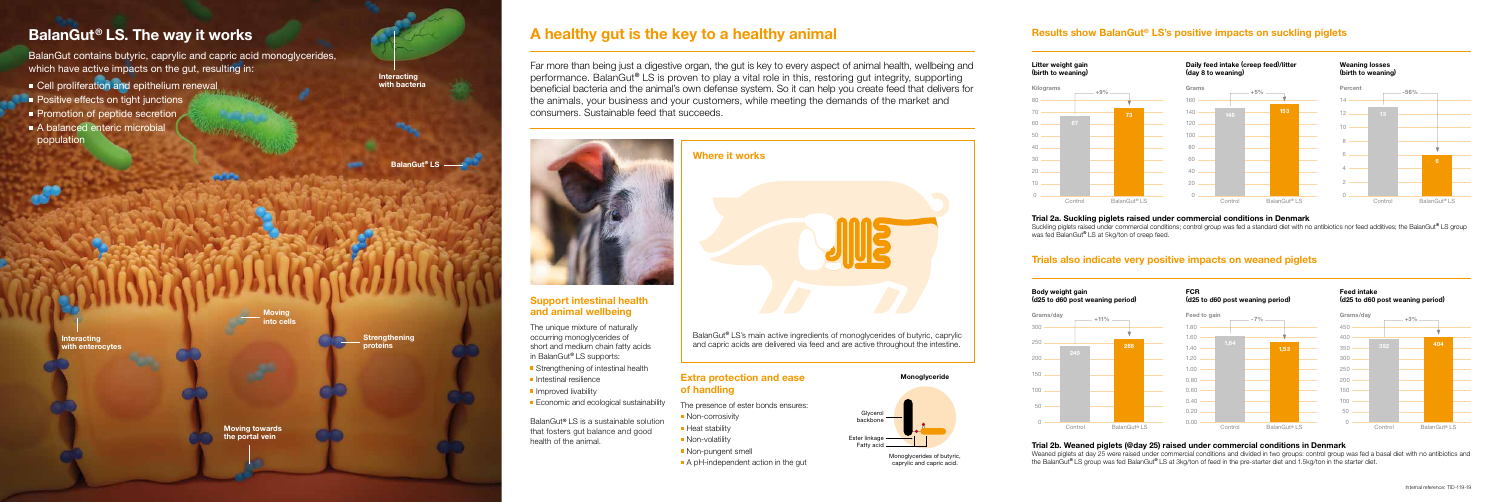# BalanGut® LS. The way it works

BalanGut contains butyric, caprylic and capric acid monoglycerides, which have active impacts on the gut, resulting in:

- Cell proliferation and epithelium renewal
- Positive effects on tight junctions
- Promotion of peptide secretion
- A balanced enteric microbial population

Interacting with bacteria

BalanGut® LS

Moving into cells

Interacting with enterocytes

Strengthening proteins

Moving towards the portal vein

# A healthy gut is the key to a healthy animal

Far more than being just a digestive organ, the gut is key to every aspect of animal health, wellbeing and performance. BalanGut® LS is proven to play a vital role in this, restoring gut integrity, supporting beneficial bacteria and the animal's own defense system. So it can help you create feed that delivers for the animals, your business and your customers, while meeting the demands of the market and consumers. Sustainable feed that succeeds.

## Support intestinal health and animal wellbeing

The unique mixture of naturally occurring monoglycerides of short and medium chain fatty acids in BalanGut® LS supports:

- Strengthening of intestinal health
- Intestinal resilience
- Improved livability
- Economic and ecological sustainability

BalanGut® LS is a sustainable solution that fosters gut balance and good health of the animal.

## Where it works

BalanGut® LS's main active ingredients of monoglycerides of butyric, caprylic and capric acids are delivered via feed and are active throughout the intestine.

## Extra protection and ease of handling

The presence of ester bonds ensures:

- Non-corrosivity
- Heat stability
- Non-volatility
- Non-pungent smell
- A pH-independent action in the gut

Monoglyceride

Glycerol backbone

Ester linkage

Fatty acid

Monoglycerides of butyric, caprylic and capric acid.

## Results show BalanGut® LS's positive impacts on suckling piglets

**Litter weight gain (birth to weaning)**

Kilograms

Control: 67 — BalanGut® LS: 73 (+9%)

**Daily feed intake (creep feed)/litter (day 8 to weaning)**

Grams

Control: 146 — BalanGut® LS: 153 (+5%)

**Weaning losses (birth to weaning)**

Percent

Control: 13 — BalanGut® LS: 6 (-56%)

**Trial 2a. Suckling piglets raised under commercial conditions in Denmark**

Suckling piglets raised under commercial conditions; control group was fed a standard diet with no antibiotics nor feed additives; the BalanGut® LS group was fed BalanGut® LS at 5kg/ton of creep feed.

## Trials also indicate very positive impacts on weaned piglets

**Body weight gain (d25 to d60 post weaning period)**

Grams/day

Control: 240 — BalanGut® LS: 266 (+11%)

**FCR (d25 to d60 post weaning period)**

Feed to gain

Control: 1.64 — BalanGut® LS: 1.53 (-7%)

**Feed intake (d25 to d60 post weaning period)**

Grams/day

Control: 392 — BalanGut® LS: 404 (+3%)

**Trial 2b. Weaned piglets (@day 25) raised under commercial conditions in Denmark**

Weaned piglets at day 25 were raised under commercial conditions and divided in two groups: control group was fed a basal diet with no antibiotics and the BalanGut® LS group was fed BalanGut® LS at 3kg/ton of feed in the pre-starter diet and 1.5kg/ton in the starter diet.

Internal reference: TID-119-19